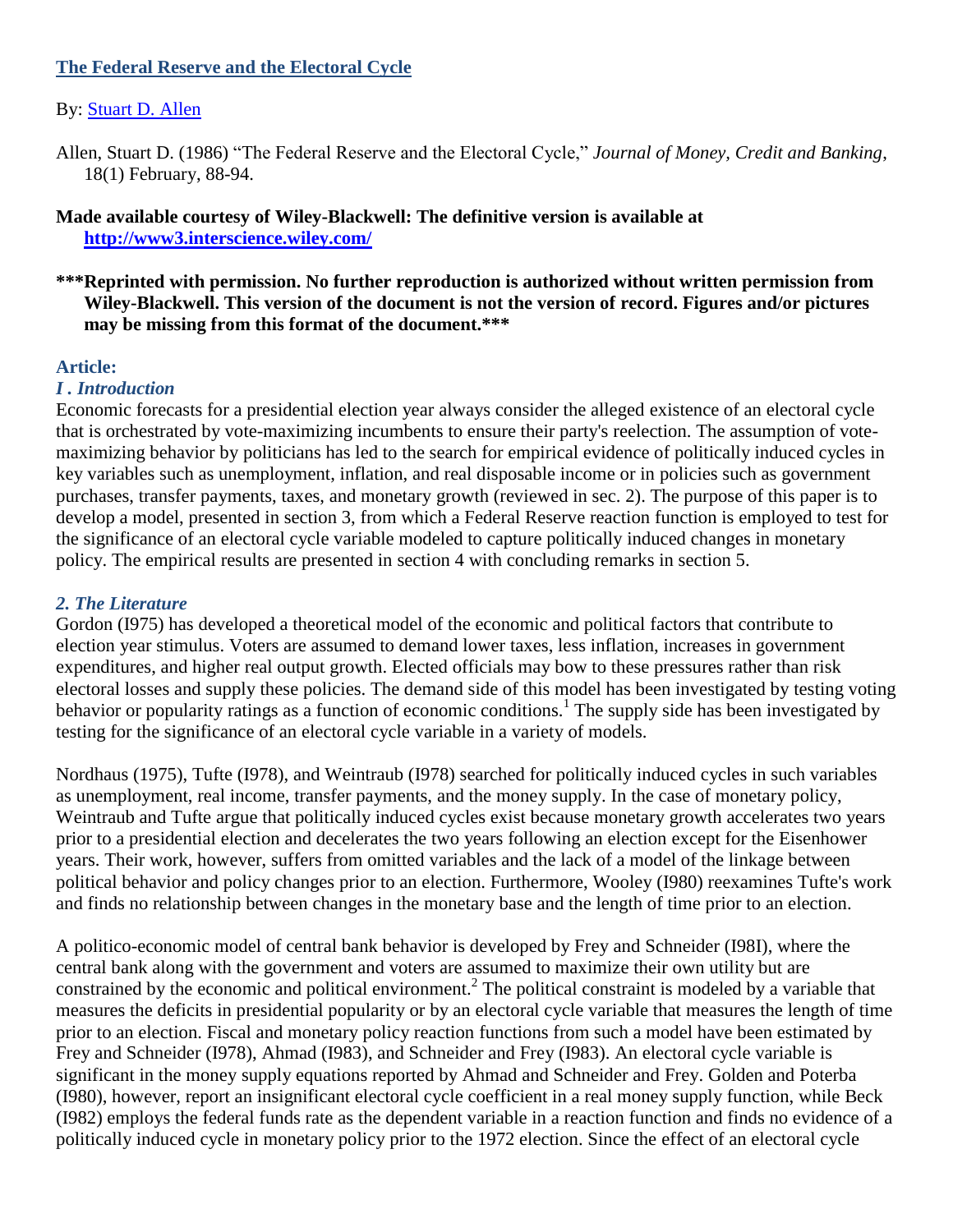# [The Federal Reserve and the Electoral Cycle](#)

By: [Stuart D. Allen](#)

Allen, Stuart D. (1986) "The Federal Reserve and the Electoral Cycle," *Journal of Money, Credit and Banking*, 18(1) February, 88-94.

**Made available courtesy of Wiley-Blackwell: The definitive version is available at [http://www3.interscience.wiley.com/](http://www3.interscience.wiley.com/)**

**\*\*\*Reprinted with permission. No further reproduction is authorized without written permission from Wiley-Blackwell. This version of the document is not the version of record. Figures and/or pictures may be missing from this format of the document.\*\*\***

## Article:

### *I . Introduction*

Economic forecasts for a presidential election year always consider the alleged existence of an electoral cycle that is orchestrated by vote-maximizing incumbents to ensure their party's reelection. The assumption of vote-maximizing behavior by politicians has led to the search for empirical evidence of politically induced cycles in key variables such as unemployment, inflation, and real disposable income or in policies such as government purchases, transfer payments, taxes, and monetary growth (reviewed in sec. 2). The purpose of this paper is to develop a model, presented in section 3, from which a Federal Reserve reaction function is employed to test for the significance of an electoral cycle variable modeled to capture politically induced changes in monetary policy. The empirical results are presented in section 4 with concluding remarks in section 5.

### *2. The Literature*

Gordon (I975) has developed a theoretical model of the economic and political factors that contribute to election year stimulus. Voters are assumed to demand lower taxes, less inflation, increases in government expenditures, and higher real output growth. Elected officials may bow to these pressures rather than risk electoral losses and supply these policies. The demand side of this model has been investigated by testing voting behavior or popularity ratings as a function of economic conditions.[1] The supply side has been investigated by testing for the significance of an electoral cycle variable in a variety of models.

Nordhaus (1975), Tufte (I978), and Weintraub (I978) searched for politically induced cycles in such variables as unemployment, real income, transfer payments, and the money supply. In the case of monetary policy, Weintraub and Tufte argue that politically induced cycles exist because monetary growth accelerates two years prior to a presidential election and decelerates the two years following an election except for the Eisenhower years. Their work, however, suffers from omitted variables and the lack of a model of the linkage between political behavior and policy changes prior to an election. Furthermore, Wooley (I980) reexamines Tufte's work and finds no relationship between changes in the monetary base and the length of time prior to an election.

A politico-economic model of central bank behavior is developed by Frey and Schneider (I98I), where the central bank along with the government and voters are assumed to maximize their own utility but are constrained by the economic and political environment.[2] The political constraint is modeled by a variable that measures the deficits in presidential popularity or by an electoral cycle variable that measures the length of time prior to an election. Fiscal and monetary policy reaction functions from such a model have been estimated by Frey and Schneider (I978), Ahmad (I983), and Schneider and Frey (I983). An electoral cycle variable is significant in the money supply equations reported by Ahmad and Schneider and Frey. Golden and Poterba (I980), however, report an insignificant electoral cycle coefficient in a real money supply function, while Beck (I982) employs the federal funds rate as the dependent variable in a reaction function and finds no evidence of a politically induced cycle in monetary policy prior to the 1972 election. Since the effect of an electoral cycle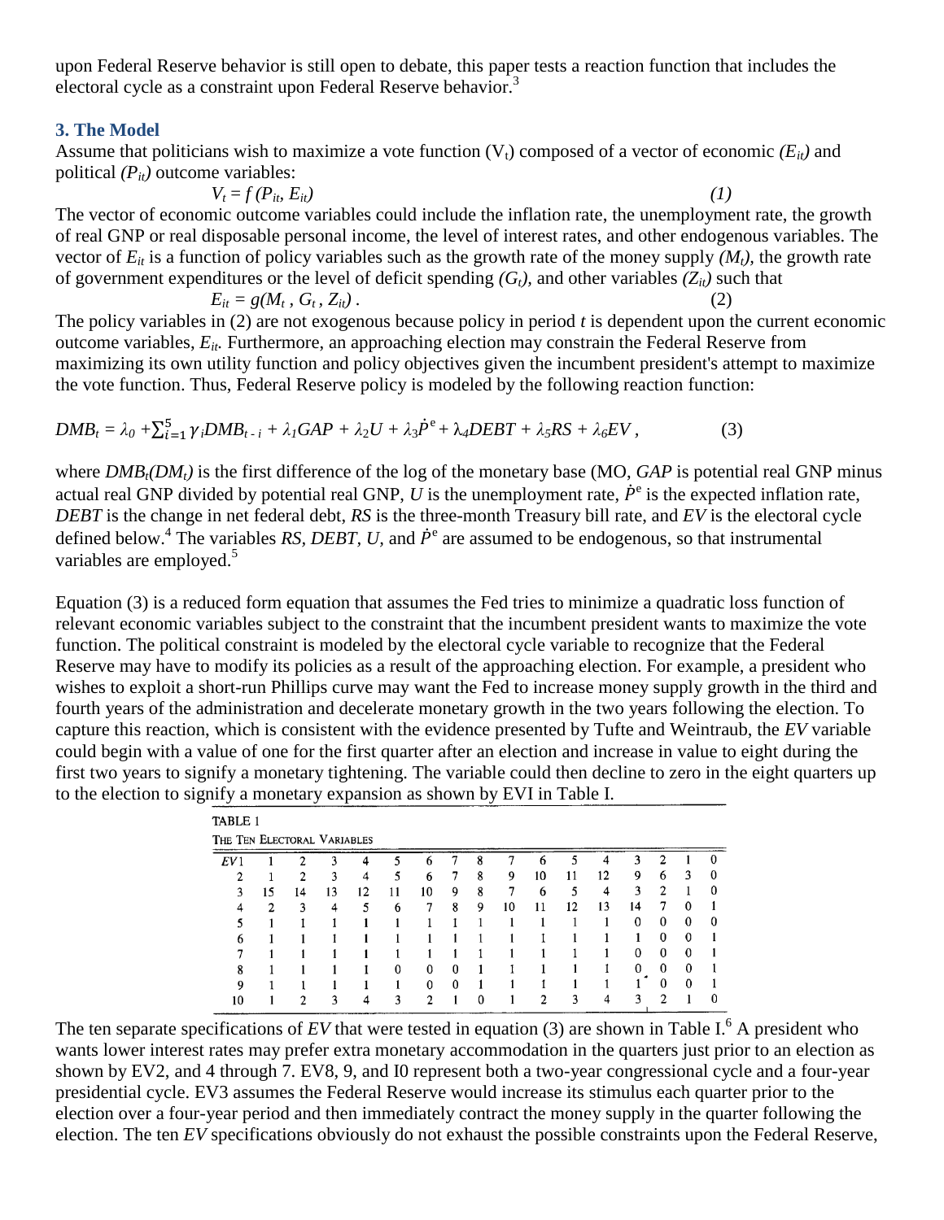upon Federal Reserve behavior is still open to debate, this paper tests a reaction function that includes the electoral cycle as a constraint upon Federal Reserve behavior.[3]

### 3. The Model

Assume that politicians wish to maximize a vote function ($V_t$) composed of a vector of economic ($E_{it}$) and political ($P_{it}$) outcome variables:

$$V_t = f(P_{it}, E_{it}) \qquad (1)$$

The vector of economic outcome variables could include the inflation rate, the unemployment rate, the growth of real GNP or real disposable personal income, the level of interest rates, and other endogenous variables. The vector of $E_{it}$ is a function of policy variables such as the growth rate of the money supply ($M_t$), the growth rate of government expenditures or the level of deficit spending ($G_t$), and other variables ($Z_{it}$) such that

$$E_{it} = g(M_t, G_t, Z_{it}). \qquad (2)$$

The policy variables in (2) are not exogenous because policy in period $t$ is dependent upon the current economic outcome variables, $E_{it}$. Furthermore, an approaching election may constrain the Federal Reserve from maximizing its own utility function and policy objectives given the incumbent president's attempt to maximize the vote function. Thus, Federal Reserve policy is modeled by the following reaction function:

$$DMB_t = \lambda_0 + \sum_{i=1}^{5} \gamma_i DMB_{t-i} + \lambda_1 GAP + \lambda_2 U + \lambda_3 \dot{P}^e + \lambda_4 DEBT + \lambda_5 RS + \lambda_6 EV, \qquad (3)$$

where $DMB_t(DM_t)$ is the first difference of the log of the monetary base (MO, *GAP* is potential real GNP minus actual real GNP divided by potential real GNP, $U$ is the unemployment rate, $\dot{P}^e$ is the expected inflation rate, *DEBT* is the change in net federal debt, *RS* is the three-month Treasury bill rate, and *EV* is the electoral cycle defined below.[4] The variables *RS, DEBT, U,* and $\dot{P}^e$ are assumed to be endogenous, so that instrumental variables are employed.[5]

Equation (3) is a reduced form equation that assumes the Fed tries to minimize a quadratic loss function of relevant economic variables subject to the constraint that the incumbent president wants to maximize the vote function. The political constraint is modeled by the electoral cycle variable to recognize that the Federal Reserve may have to modify its policies as a result of the approaching election. For example, a president who wishes to exploit a short-run Phillips curve may want the Fed to increase money supply growth in the third and fourth years of the administration and decelerate monetary growth in the two years following the election. To capture this reaction, which is consistent with the evidence presented by Tufte and Weintraub, the *EV* variable could begin with a value of one for the first quarter after an election and increase in value to eight during the first two years to signify a monetary tightening. The variable could then decline to zero in the eight quarters up to the election to signify a monetary expansion as shown by EVI in Table I.

TABLE 1

THE TEN ELECTORAL VARIABLES

| *EV* | | | | | | | | | | | | | | | | |
|---|---|---|---|---|---|---|---|---|---|---|---|---|---|---|---|---|
| 1 | 1 | 2 | 3 | 4 | 5 | 6 | 7 | 8 | 7 | 6 | 5 | 4 | 3 | 2 | 1 | 0 |
| 2 | 1 | 2 | 3 | 4 | 5 | 6 | 7 | 8 | 9 | 10 | 11 | 12 | 9 | 6 | 3 | 0 |
| 3 | 15 | 14 | 13 | 12 | 11 | 10 | 9 | 8 | 7 | 6 | 5 | 4 | 3 | 2 | 1 | 0 |
| 4 | 2 | 3 | 4 | 5 | 6 | 7 | 8 | 9 | 10 | 11 | 12 | 13 | 14 | 7 | 0 | 1 |
| 5 | 1 | 1 | 1 | 1 | 1 | 1 | 1 | 1 | 1 | 1 | 1 | 1 | 0 | 0 | 0 | 0 |
| 6 | 1 | 1 | 1 | 1 | 1 | 1 | 1 | 1 | 1 | 1 | 1 | 1 | 1 | 0 | 0 | 1 |
| 7 | 1 | 1 | 1 | 1 | 1 | 1 | 1 | 1 | 1 | 1 | 1 | 1 | 0 | 0 | 0 | 1 |
| 8 | 1 | 1 | 1 | 1 | 0 | 0 | 0 | 1 | 1 | 1 | 1 | 1 | 0 | 0 | 0 | 1 |
| 9 | 1 | 1 | 1 | 1 | 1 | 0 | 0 | 1 | 1 | 1 | 1 | 1 | 1 | 0 | 0 | 1 |
| 10 | 1 | 2 | 3 | 4 | 3 | 2 | 1 | 0 | 1 | 2 | 3 | 4 | 3 | 2 | 1 | 0 |

The ten separate specifications of *EV* that were tested in equation (3) are shown in Table I.[6] A president who wants lower interest rates may prefer extra monetary accommodation in the quarters just prior to an election as shown by EV2, and 4 through 7. EV8, 9, and I0 represent both a two-year congressional cycle and a four-year presidential cycle. EV3 assumes the Federal Reserve would increase its stimulus each quarter prior to the election over a four-year period and then immediately contract the money supply in the quarter following the election. The ten *EV* specifications obviously do not exhaust the possible constraints upon the Federal Reserve,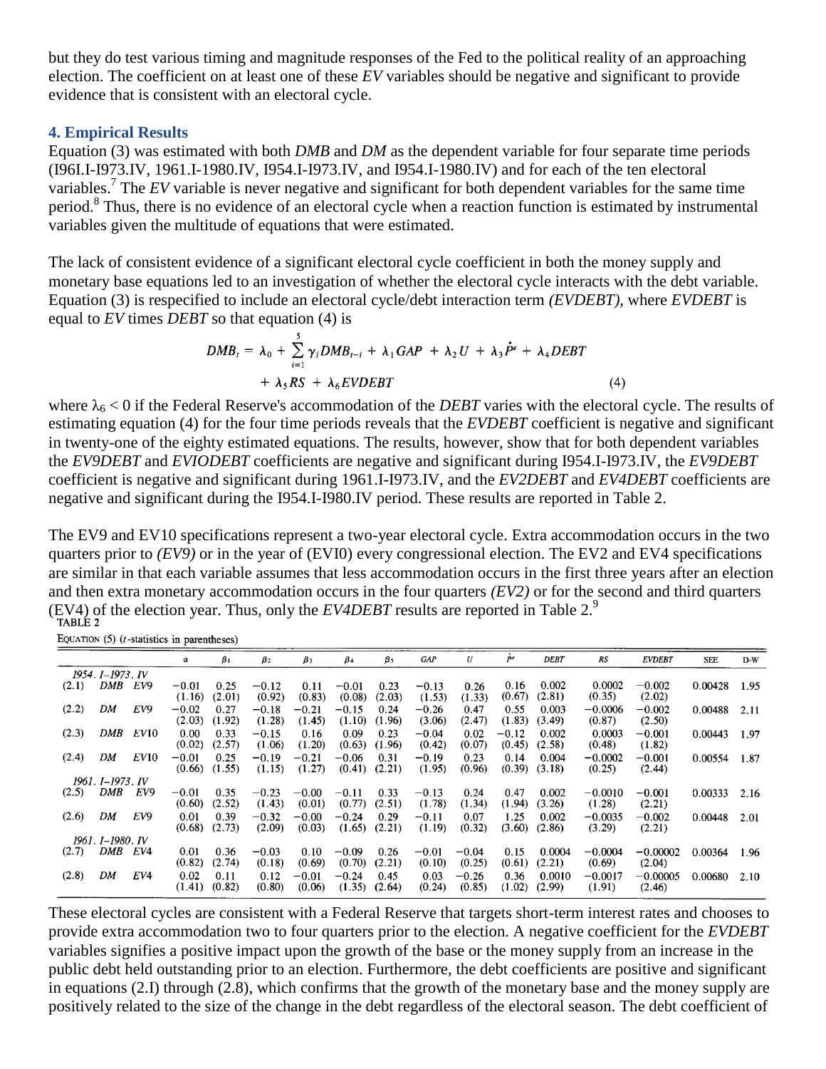but they do test various timing and magnitude responses of the Fed to the political reality of an approaching election. The coefficient on at least one of these *EV* variables should be negative and significant to provide evidence that is consistent with an electoral cycle.

### 4. Empirical Results

Equation (3) was estimated with both *DMB* and *DM* as the dependent variable for four separate time periods (I96I.I-I973.IV, 1961.I-1980.IV, I954.I-I973.IV, and I954.I-1980.IV) and for each of the ten electoral variables.[7] The *EV* variable is never negative and significant for both dependent variables for the same time period.[8] Thus, there is no evidence of an electoral cycle when a reaction function is estimated by instrumental variables given the multitude of equations that were estimated.

The lack of consistent evidence of a significant electoral cycle coefficient in both the money supply and monetary base equations led to an investigation of whether the electoral cycle interacts with the debt variable. Equation (3) is respecified to include an electoral cycle/debt interaction term *(EVDEBT)*, where *EVDEBT* is equal to *EV* times *DEBT* so that equation (4) is

$$DMB_t = \lambda_0 + \sum_{i=1}^{5} \gamma_i DMB_{t-i} + \lambda_1 GAP + \lambda_2 U + \lambda_3 \dot{P}^e + \lambda_4 DEBT + \lambda_5 RS + \lambda_6 EVDEBT \qquad (4)$$

where $\lambda_6 < 0$ if the Federal Reserve's accommodation of the *DEBT* varies with the electoral cycle. The results of estimating equation (4) for the four time periods reveals that the *EVDEBT* coefficient is negative and significant in twenty-one of the eighty estimated equations. The results, however, show that for both dependent variables the *EV9DEBT* and *EVIODEBT* coefficients are negative and significant during I954.I-I973.IV, the *EV9DEBT* coefficient is negative and significant during 1961.I-I973.IV, and the *EV2DEBT* and *EV4DEBT* coefficients are negative and significant during the I954.I-I980.IV period. These results are reported in Table 2.

The EV9 and EV10 specifications represent a two-year electoral cycle. Extra accommodation occurs in the two quarters prior to *(EV9)* or in the year of (EVI0) every congressional election. The EV2 and EV4 specifications are similar in that each variable assumes that less accommodation occurs in the first three years after an election and then extra monetary accommodation occurs in the four quarters *(EV2)* or for the second and third quarters (EV4) of the election year. Thus, only the *EV4DEBT* results are reported in Table 2.[9]

TABLE 2

EQUATION (5) (*t*-statistics in parentheses)

| | | | $\alpha$ | $\beta_1$ | $\beta_2$ | $\beta_3$ | $\beta_4$ | $\beta_5$ | *GAP* | *U* | $\dot{P}^e$ | *DEBT* | *RS* | *EVDEBT* | SEE | D-W |
|---|---|---|---|---|---|---|---|---|---|---|---|---|---|---|---|---|
| *1954. I–1973. IV* | | | | | | | | | | | | | | | | |
| (2.1) | *DMB* | *EV*9 | −0.01 | 0.25 | −0.12 | 0.11 | −0.01 | 0.23 | −0.13 | 0.26 | 0.16 | 0.002 | 0.0002 | −0.002 | 0.00428 | 1.95 |
| | | | (1.16) | (2.01) | (0.92) | (0.83) | (0.08) | (2.03) | (1.53) | (1.33) | (0.67) | (2.81) | (0.35) | (2.02) | | |
| (2.2) | *DM* | *EV*9 | −0.02 | 0.27 | −0.18 | −0.21 | −0.15 | 0.24 | −0.26 | 0.47 | 0.55 | 0.003 | −0.0006 | −0.002 | 0.00488 | 2.11 |
| | | | (2.03) | (1.92) | (1.28) | (1.45) | (1.10) | (1.96) | (3.06) | (2.47) | (1.83) | (3.49) | (0.87) | (2.50) | | |
| (2.3) | *DMB* | *EV*10 | 0.00 | 0.33 | −0.15 | 0.16 | 0.09 | 0.23 | −0.04 | 0.02 | −0.12 | 0.002 | 0.0003 | −0.001 | 0.00443 | 1.97 |
| | | | (0.02) | (2.57) | (1.06) | (1.20) | (0.63) | (1.96) | (0.42) | (0.07) | (0.45) | (2.58) | (0.48) | (1.82) | | |
| (2.4) | *DM* | *EV*10 | −0.01 | 0.25 | −0.19 | −0.21 | −0.06 | 0.31 | −0.19 | 0.23 | 0.14 | 0.004 | −0.0002 | −0.001 | 0.00554 | 1.87 |
| | | | (0.66) | (1.55) | (1.15) | (1.27) | (0.41) | (2.21) | (1.95) | (0.96) | (0.39) | (3.18) | (0.25) | (2.44) | | |
| *1961. I–1973. IV* | | | | | | | | | | | | | | | | |
| (2.5) | *DMB* | *EV*9 | −0.01 | 0.35 | −0.23 | −0.00 | −0.11 | 0.33 | −0.13 | 0.24 | 0.47 | 0.002 | −0.0010 | −0.001 | 0.00333 | 2.16 |
| | | | (0.60) | (2.52) | (1.43) | (0.01) | (0.77) | (2.51) | (1.78) | (1.34) | (1.94) | (3.26) | (1.28) | (2.21) | | |
| (2.6) | *DM* | *EV*9 | 0.01 | 0.39 | −0.32 | −0.00 | −0.24 | 0.29 | −0.11 | 0.07 | 1.25 | 0.002 | −0.0035 | −0.002 | 0.00448 | 2.01 |
| | | | (0.68) | (2.73) | (2.09) | (0.03) | (1.65) | (2.21) | (1.19) | (0.32) | (3.60) | (2.86) | (3.29) | (2.21) | | |
| *1961. I–1980. IV* | | | | | | | | | | | | | | | | |
| (2.7) | *DMB* | *EV*4 | 0.01 | 0.36 | −0.03 | 0.10 | −0.09 | 0.26 | −0.01 | −0.04 | 0.15 | 0.0004 | −0.0004 | −0.00002 | 0.00364 | 1.96 |
| | | | (0.82) | (2.74) | (0.18) | (0.69) | (0.70) | (2.21) | (0.10) | (0.25) | (0.61) | (2.21) | (0.69) | (2.04) | | |
| (2.8) | *DM* | *EV*4 | 0.02 | 0.11 | 0.12 | −0.01 | −0.24 | 0.45 | 0.03 | −0.26 | 0.36 | 0.0010 | −0.0017 | −0.00005 | 0.00680 | 2.10 |
| | | | (1.41) | (0.82) | (0.80) | (0.06) | (1.35) | (2.64) | (0.24) | (0.85) | (1.02) | (2.99) | (1.91) | (2.46) | | |

These electoral cycles are consistent with a Federal Reserve that targets short-term interest rates and chooses to provide extra accommodation two to four quarters prior to the election. A negative coefficient for the *EVDEBT* variables signifies a positive impact upon the growth of the base or the money supply from an increase in the public debt held outstanding prior to an election. Furthermore, the debt coefficients are positive and significant in equations (2.I) through (2.8), which confirms that the growth of the monetary base and the money supply are positively related to the size of the change in the debt regardless of the electoral season. The debt coefficient of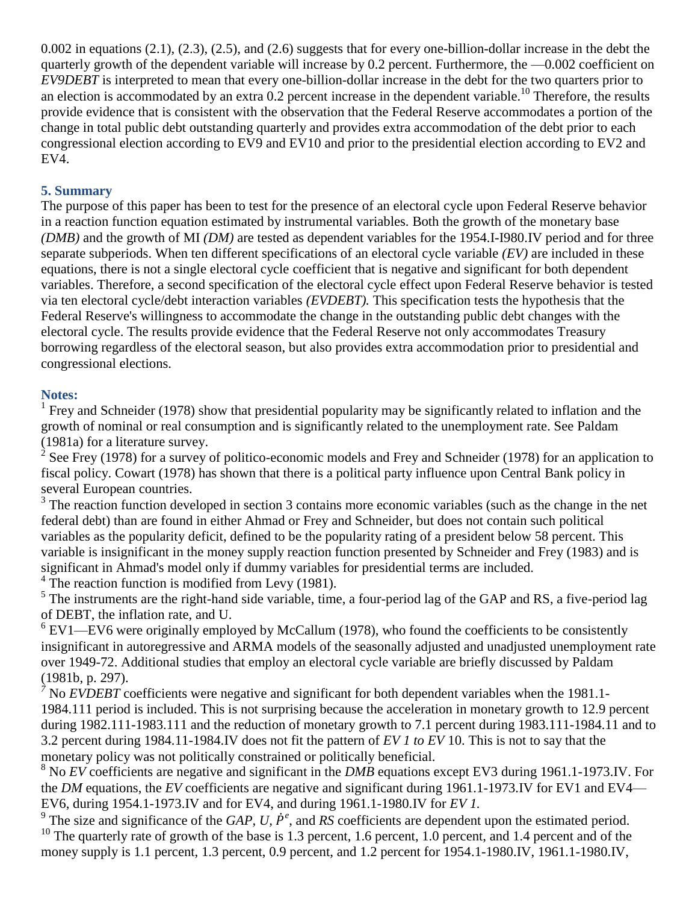0.002 in equations (2.1), (2.3), (2.5), and (2.6) suggests that for every one-billion-dollar increase in the debt the quarterly growth of the dependent variable will increase by 0.2 percent. Furthermore, the —0.002 coefficient on *EV9DEBT* is interpreted to mean that every one-billion-dollar increase in the debt for the two quarters prior to an election is accommodated by an extra 0.2 percent increase in the dependent variable.[10] Therefore, the results provide evidence that is consistent with the observation that the Federal Reserve accommodates a portion of the change in total public debt outstanding quarterly and provides extra accommodation of the debt prior to each congressional election according to EV9 and EV10 and prior to the presidential election according to EV2 and EV4.

## 5. Summary

The purpose of this paper has been to test for the presence of an electoral cycle upon Federal Reserve behavior in a reaction function equation estimated by instrumental variables. Both the growth of the monetary base *(DMB)* and the growth of MI *(DM)* are tested as dependent variables for the 1954.I-I980.IV period and for three separate subperiods. When ten different specifications of an electoral cycle variable *(EV)* are included in these equations, there is not a single electoral cycle coefficient that is negative and significant for both dependent variables. Therefore, a second specification of the electoral cycle effect upon Federal Reserve behavior is tested via ten electoral cycle/debt interaction variables *(EVDEBT).* This specification tests the hypothesis that the Federal Reserve's willingness to accommodate the change in the outstanding public debt changes with the electoral cycle. The results provide evidence that the Federal Reserve not only accommodates Treasury borrowing regardless of the electoral season, but also provides extra accommodation prior to presidential and congressional elections.

## Notes:

[1] Frey and Schneider (1978) show that presidential popularity may be significantly related to inflation and the growth of nominal or real consumption and is significantly related to the unemployment rate. See Paldam (1981a) for a literature survey.

[2] See Frey (1978) for a survey of politico-economic models and Frey and Schneider (1978) for an application to fiscal policy. Cowart (1978) has shown that there is a political party influence upon Central Bank policy in several European countries.

[3] The reaction function developed in section 3 contains more economic variables (such as the change in the net federal debt) than are found in either Ahmad or Frey and Schneider, but does not contain such political variables as the popularity deficit, defined to be the popularity rating of a president below 58 percent. This variable is insignificant in the money supply reaction function presented by Schneider and Frey (1983) and is significant in Ahmad's model only if dummy variables for presidential terms are included.

[4] The reaction function is modified from Levy (1981).

[5] The instruments are the right-hand side variable, time, a four-period lag of the GAP and RS, a five-period lag of DEBT, the inflation rate, and U.

[6] EV1—EV6 were originally employed by McCallum (1978), who found the coefficients to be consistently insignificant in autoregressive and ARMA models of the seasonally adjusted and unadjusted unemployment rate over 1949-72. Additional studies that employ an electoral cycle variable are briefly discussed by Paldam (1981b, p. 297).

[7] No *EVDEBT* coefficients were negative and significant for both dependent variables when the 1981.1-1984.111 period is included. This is not surprising because the acceleration in monetary growth to 12.9 percent during 1982.111-1983.111 and the reduction of monetary growth to 7.1 percent during 1983.111-1984.11 and to 3.2 percent during 1984.11-1984.IV does not fit the pattern of *EV 1 to EV* 10. This is not to say that the monetary policy was not politically constrained or politically beneficial.

[8] No *EV* coefficients are negative and significant in the *DMB* equations except EV3 during 1961.1-1973.IV. For the *DM* equations, the *EV* coefficients are negative and significant during 1961.1-1973.IV for EV1 and EV4—EV6, during 1954.1-1973.IV and for EV4, and during 1961.1-1980.IV for *EV 1.*

[9] The size and significance of the *GAP*, *U*, $\dot{P}^e$, and *RS* coefficients are dependent upon the estimated period.

[10] The quarterly rate of growth of the base is 1.3 percent, 1.6 percent, 1.0 percent, and 1.4 percent and of the money supply is 1.1 percent, 1.3 percent, 0.9 percent, and 1.2 percent for 1954.1-1980.IV, 1961.1-1980.IV,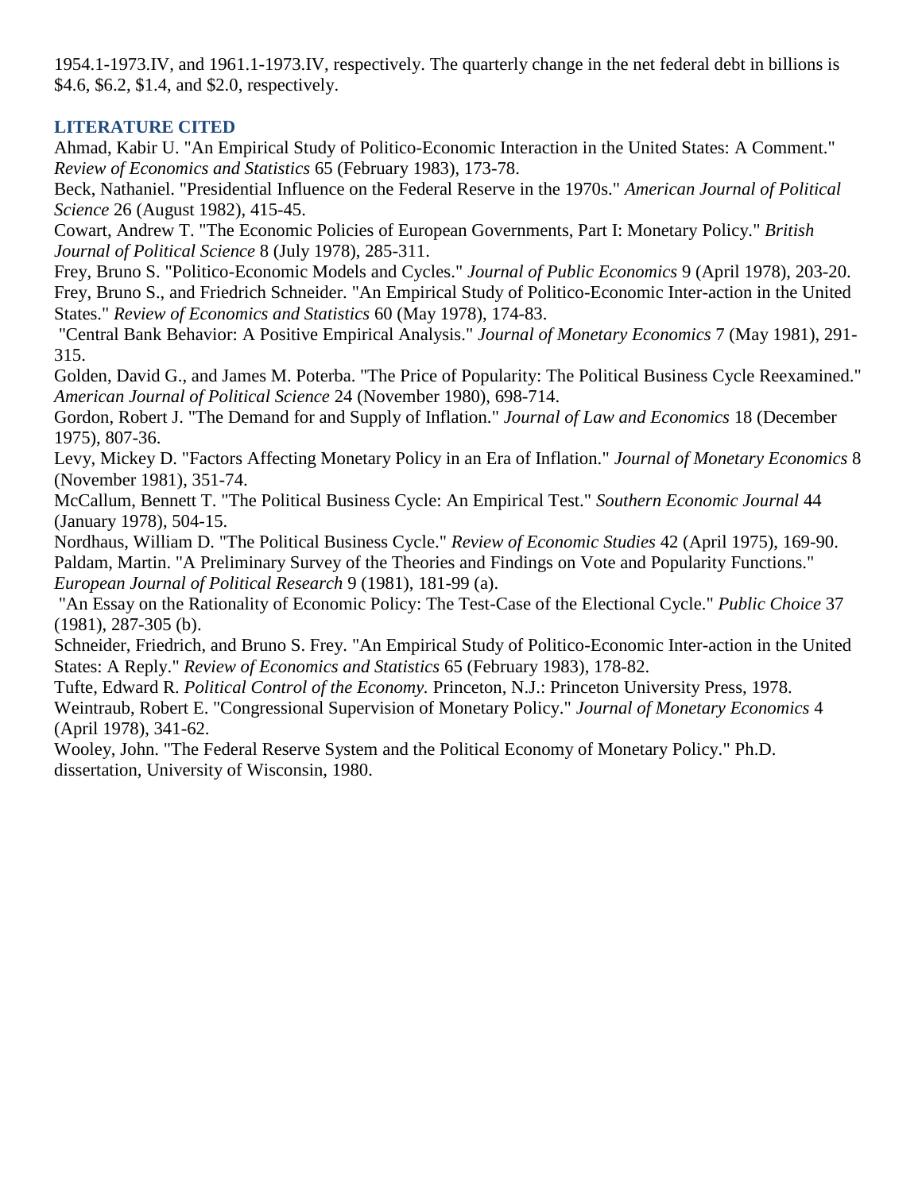1954.1-1973.IV, and 1961.1-1973.IV, respectively. The quarterly change in the net federal debt in billions is $4.6, $6.2, $1.4, and $2.0, respectively.

## LITERATURE CITED

Ahmad, Kabir U. "An Empirical Study of Politico-Economic Interaction in the United States: A Comment." *Review of Economics and Statistics* 65 (February 1983), 173-78.

Beck, Nathaniel. "Presidential Influence on the Federal Reserve in the 1970s." *American Journal of Political Science* 26 (August 1982), 415-45.

Cowart, Andrew T. "The Economic Policies of European Governments, Part I: Monetary Policy." *British Journal of Political Science* 8 (July 1978), 285-311.

Frey, Bruno S. "Politico-Economic Models and Cycles." *Journal of Public Economics* 9 (April 1978), 203-20.

Frey, Bruno S., and Friedrich Schneider. "An Empirical Study of Politico-Economic Inter-action in the United States." *Review of Economics and Statistics* 60 (May 1978), 174-83.

"Central Bank Behavior: A Positive Empirical Analysis." *Journal of Monetary Economics* 7 (May 1981), 291-315.

Golden, David G., and James M. Poterba. "The Price of Popularity: The Political Business Cycle Reexamined." *American Journal of Political Science* 24 (November 1980), 698-714.

Gordon, Robert J. "The Demand for and Supply of Inflation." *Journal of Law and Economics* 18 (December 1975), 807-36.

Levy, Mickey D. "Factors Affecting Monetary Policy in an Era of Inflation." *Journal of Monetary Economics* 8 (November 1981), 351-74.

McCallum, Bennett T. "The Political Business Cycle: An Empirical Test." *Southern Economic Journal* 44 (January 1978), 504-15.

Nordhaus, William D. "The Political Business Cycle." *Review of Economic Studies* 42 (April 1975), 169-90.

Paldam, Martin. "A Preliminary Survey of the Theories and Findings on Vote and Popularity Functions." *European Journal of Political Research* 9 (1981), 181-99 (a).

"An Essay on the Rationality of Economic Policy: The Test-Case of the Electional Cycle." *Public Choice* 37 (1981), 287-305 (b).

Schneider, Friedrich, and Bruno S. Frey. "An Empirical Study of Politico-Economic Inter-action in the United States: A Reply." *Review of Economics and Statistics* 65 (February 1983), 178-82.

Tufte, Edward R. *Political Control of the Economy.* Princeton, N.J.: Princeton University Press, 1978.

Weintraub, Robert E. "Congressional Supervision of Monetary Policy." *Journal of Monetary Economics* 4 (April 1978), 341-62.

Wooley, John. "The Federal Reserve System and the Political Economy of Monetary Policy." Ph.D. dissertation, University of Wisconsin, 1980.